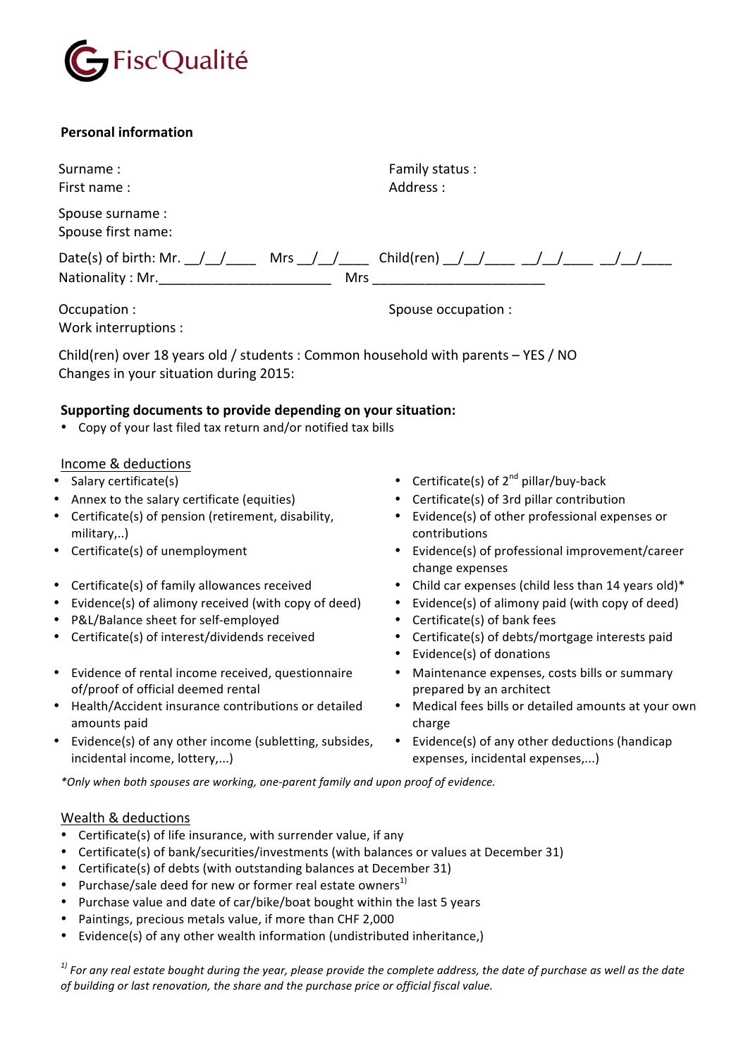Fisc'Qualité

**Personal information**

Surname :

First name :

Family status :

Address :

Spouse surname :

Spouse first name:

Date(s) of birth: Mr. __/__/____ Mrs __/__/____ Child(ren) __/__/____ __/__/____ __/__/____

Nationality : Mr.______________________ Mrs ______________________

Occupation :

Work interruptions :

Spouse occupation :

Child(ren) over 18 years old / students : Common household with parents – YES / NO

Changes in your situation during 2015:

**Supporting documents to provide depending on your situation:**

- Copy of your last filed tax return and/or notified tax bills

Income & deductions

- Salary certificate(s)
- Annex to the salary certificate (equities)
- Certificate(s) of pension (retirement, disability, military,..)
- Certificate(s) of unemployment
- Certificate(s) of family allowances received
- Evidence(s) of alimony received (with copy of deed)
- P&L/Balance sheet for self-employed
- Certificate(s) of interest/dividends received
- Evidence of rental income received, questionnaire of/proof of official deemed rental
- Health/Accident insurance contributions or detailed amounts paid
- Evidence(s) of any other income (subletting, subsides, incidental income, lottery,...)
- Certificate(s) of 2nd pillar/buy-back
- Certificate(s) of 3rd pillar contribution
- Evidence(s) of other professional expenses or contributions
- Evidence(s) of professional improvement/career change expenses
- Child car expenses (child less than 14 years old)*
- Evidence(s) of alimony paid (with copy of deed)
- Certificate(s) of bank fees
- Certificate(s) of debts/mortgage interests paid
- Evidence(s) of donations
- Maintenance expenses, costs bills or summary prepared by an architect
- Medical fees bills or detailed amounts at your own charge
- Evidence(s) of any other deductions (handicap expenses, incidental expenses,...)

*\*Only when both spouses are working, one-parent family and upon proof of evidence.*

Wealth & deductions

- Certificate(s) of life insurance, with surrender value, if any
- Certificate(s) of bank/securities/investments (with balances or values at December 31)
- Certificate(s) of debts (with outstanding balances at December 31)
- Purchase/sale deed for new or former real estate owners[1)]
- Purchase value and date of car/bike/boat bought within the last 5 years
- Paintings, precious metals value, if more than CHF 2,000
- Evidence(s) of any other wealth information (undistributed inheritance,)

[1)] *For any real estate bought during the year, please provide the complete address, the date of purchase as well as the date of building or last renovation, the share and the purchase price or official fiscal value.*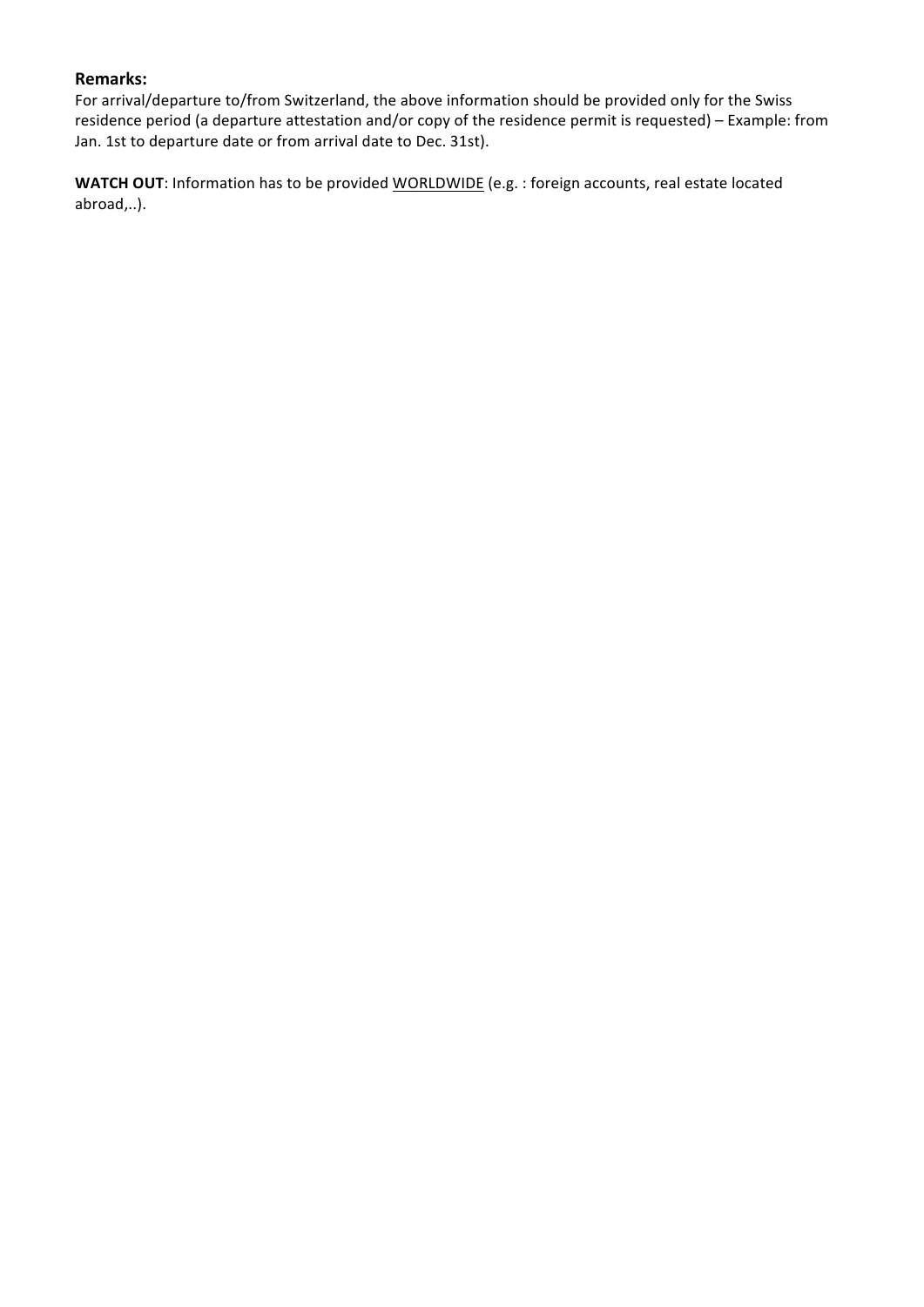**Remarks:**

For arrival/departure to/from Switzerland, the above information should be provided only for the Swiss residence period (a departure attestation and/or copy of the residence permit is requested) – Example: from Jan. 1st to departure date or from arrival date to Dec. 31st).

**WATCH OUT**: Information has to be provided <u>WORLDWIDE</u> (e.g. : foreign accounts, real estate located abroad,..).